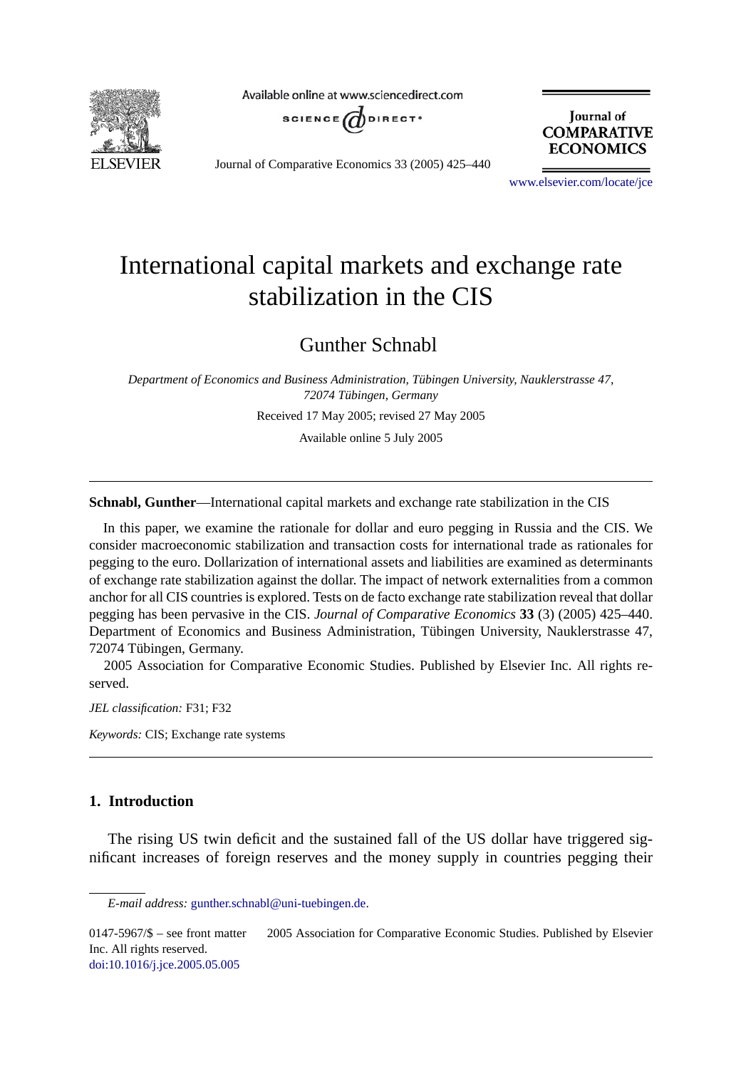# International capital markets and exchange rate stabilization in the CIS

Gunther Schnabl

*Department of Economics and Business Administration, Tübingen University, Nauklerstrasse 47, 72074 Tübingen, Germany*

Received 17 May 2005; revised 27 May 2005

Available online 5 July 2005

---

**Schnabl, Gunther**—International capital markets and exchange rate stabilization in the CIS

In this paper, we examine the rationale for dollar and euro pegging in Russia and the CIS. We consider macroeconomic stabilization and transaction costs for international trade as rationales for pegging to the euro. Dollarization of international assets and liabilities are examined as determinants of exchange rate stabilization against the dollar. The impact of network externalities from a common anchor for all CIS countries is explored. Tests on de facto exchange rate stabilization reveal that dollar pegging has been pervasive in the CIS. *Journal of Comparative Economics* **33** (3) (2005) 425–440. Department of Economics and Business Administration, Tübingen University, Nauklerstrasse 47, 72074 Tübingen, Germany.

2005 Association for Comparative Economic Studies. Published by Elsevier Inc. All rights reserved.

*JEL classification:* F31; F32

*Keywords:* CIS; Exchange rate systems

---

## 1. Introduction

The rising US twin deficit and the sustained fall of the US dollar have triggered significant increases of foreign reserves and the money supply in countries pegging their

*E-mail address:* gunther.schnabl@uni-tuebingen.de.

0147-5967/$ – see front matter 2005 Association for Comparative Economic Studies. Published by Elsevier Inc. All rights reserved.
doi:10.1016/j.jce.2005.05.005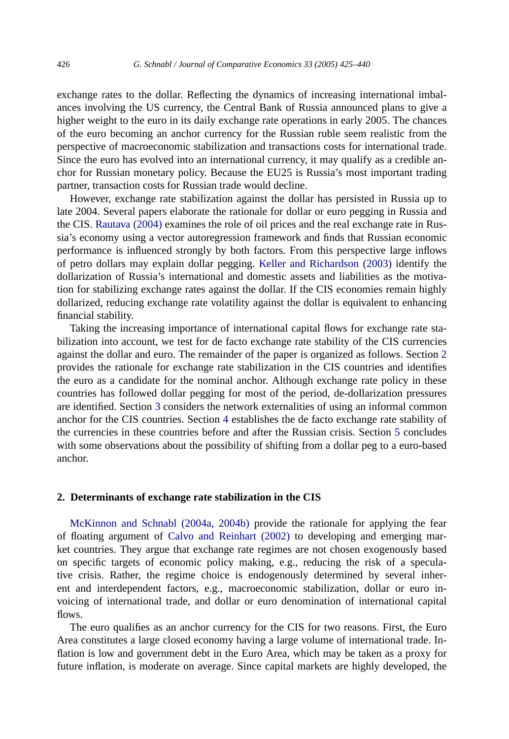exchange rates to the dollar. Reflecting the dynamics of increasing international imbalances involving the US currency, the Central Bank of Russia announced plans to give a higher weight to the euro in its daily exchange rate operations in early 2005. The chances of the euro becoming an anchor currency for the Russian ruble seem realistic from the perspective of macroeconomic stabilization and transactions costs for international trade. Since the euro has evolved into an international currency, it may qualify as a credible anchor for Russian monetary policy. Because the EU25 is Russia's most important trading partner, transaction costs for Russian trade would decline.

However, exchange rate stabilization against the dollar has persisted in Russia up to late 2004. Several papers elaborate the rationale for dollar or euro pegging in Russia and the CIS. Rautava (2004) examines the role of oil prices and the real exchange rate in Russia's economy using a vector autoregression framework and finds that Russian economic performance is influenced strongly by both factors. From this perspective large inflows of petro dollars may explain dollar pegging. Keller and Richardson (2003) identify the dollarization of Russia's international and domestic assets and liabilities as the motivation for stabilizing exchange rates against the dollar. If the CIS economies remain highly dollarized, reducing exchange rate volatility against the dollar is equivalent to enhancing financial stability.

Taking the increasing importance of international capital flows for exchange rate stabilization into account, we test for de facto exchange rate stability of the CIS currencies against the dollar and euro. The remainder of the paper is organized as follows. Section 2 provides the rationale for exchange rate stabilization in the CIS countries and identifies the euro as a candidate for the nominal anchor. Although exchange rate policy in these countries has followed dollar pegging for most of the period, de-dollarization pressures are identified. Section 3 considers the network externalities of using an informal common anchor for the CIS countries. Section 4 establishes the de facto exchange rate stability of the currencies in these countries before and after the Russian crisis. Section 5 concludes with some observations about the possibility of shifting from a dollar peg to a euro-based anchor.

## 2. Determinants of exchange rate stabilization in the CIS

McKinnon and Schnabl (2004a, 2004b) provide the rationale for applying the fear of floating argument of Calvo and Reinhart (2002) to developing and emerging market countries. They argue that exchange rate regimes are not chosen exogenously based on specific targets of economic policy making, e.g., reducing the risk of a speculative crisis. Rather, the regime choice is endogenously determined by several inherent and interdependent factors, e.g., macroeconomic stabilization, dollar or euro invoicing of international trade, and dollar or euro denomination of international capital flows.

The euro qualifies as an anchor currency for the CIS for two reasons. First, the Euro Area constitutes a large closed economy having a large volume of international trade. Inflation is low and government debt in the Euro Area, which may be taken as a proxy for future inflation, is moderate on average. Since capital markets are highly developed, the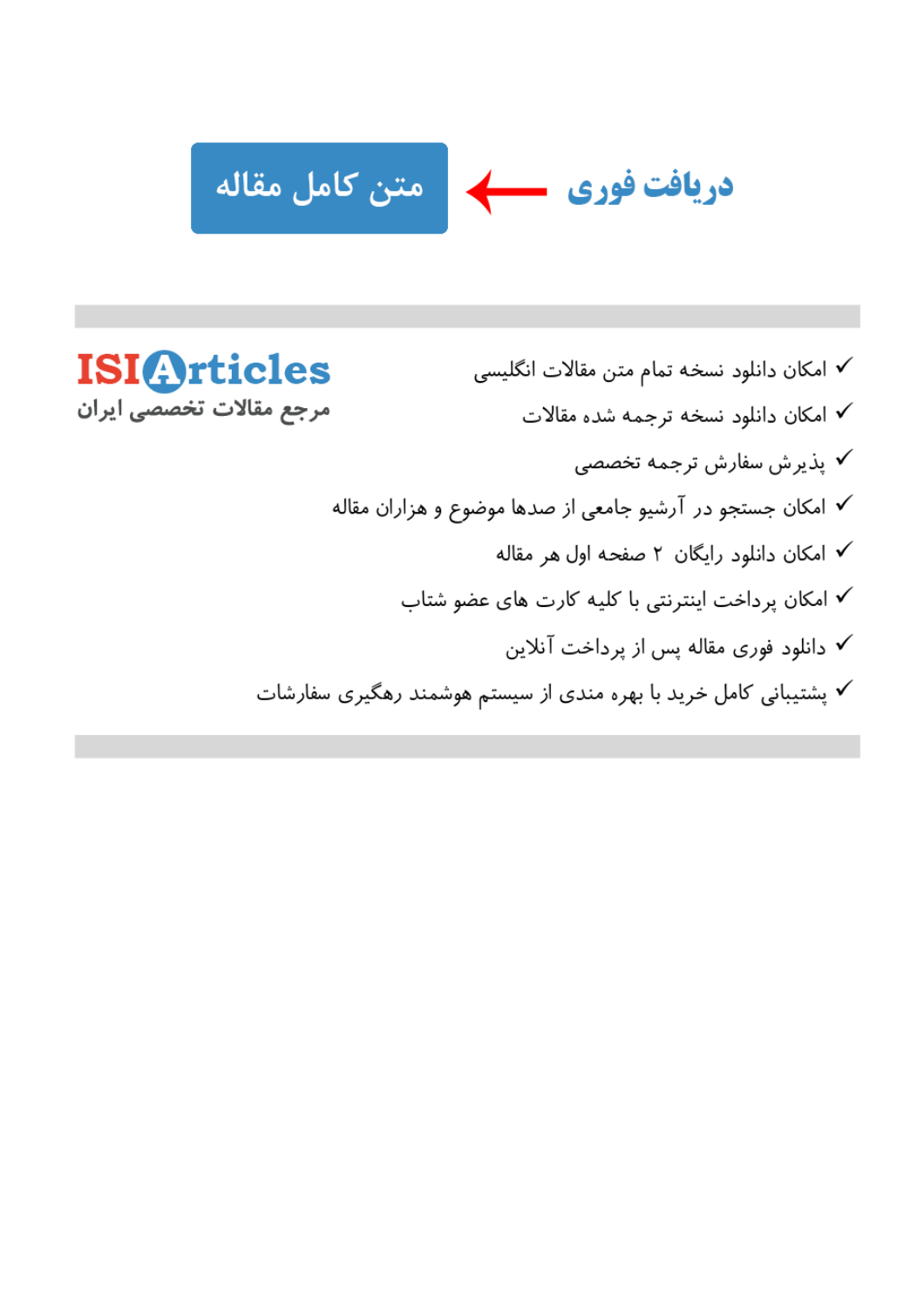دریافت فوری ← متن کامل مقاله

ISIArticles

مرجع مقالات تخصصی ایران

- ✓ امکان دانلود نسخه تمام متن مقالات انگلیسی
- ✓ امکان دانلود نسخه ترجمه شده مقالات
- ✓ پذیرش سفارش ترجمه تخصصی
- ✓ امکان جستجو در آرشیو جامعی از صدها موضوع و هزاران مقاله
- ✓ امکان دانلود رایگان ۲ صفحه اول هر مقاله
- ✓ امکان پرداخت اینترنتی با کلیه کارت های عضو شتاب
- ✓ دانلود فوری مقاله پس از پرداخت آنلاین
- ✓ پشتیبانی کامل خرید با بهره مندی از سیستم هوشمند رهگیری سفارشات